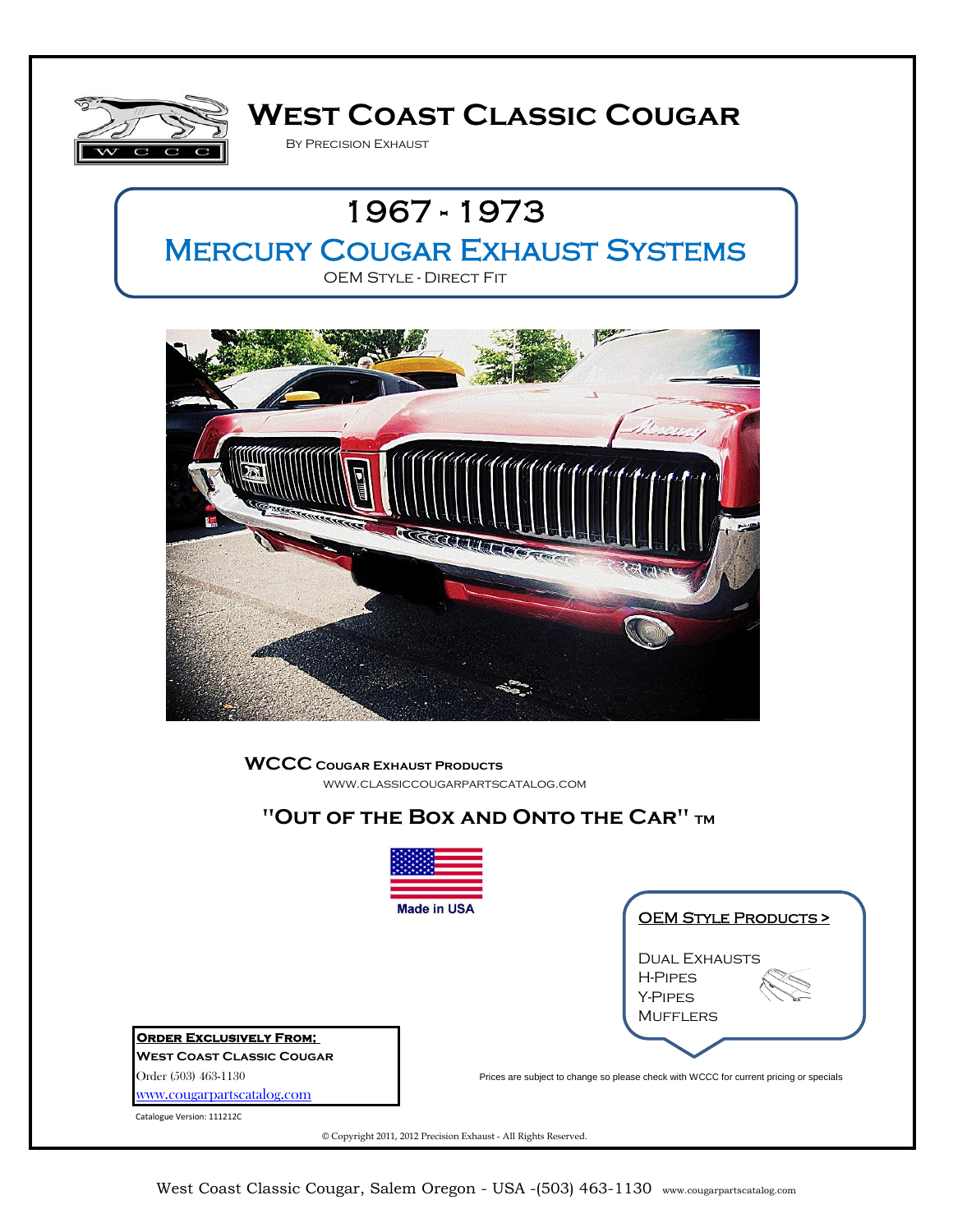# West Coast Classic Cougar

By Precision Exhaust

## 1967 - 1973

## Mercury Cougar Exhaust Systems

OEM Style - Direct Fit

**WCCC Cougar Exhaust Products**

www.classiccougarpartscatalog.com

**"Out of the Box and Onto the Car" ™**

Made in USA

**OEM Style Products >**

- Dual Exhausts
- H-Pipes
- Y-Pipes
- Mufflers

**Order Exclusively From:**

**West Coast Classic Cougar**

Order (503) 463-1130

www.cougarpartscatalog.com

Prices are subject to change so please check with WCCC for current pricing or specials

Catalogue Version: 111212C

© Copyright 2011, 2012 Precision Exhaust - All Rights Reserved.

West Coast Classic Cougar, Salem Oregon - USA -(503) 463-1130 www.cougarpartscatalog.com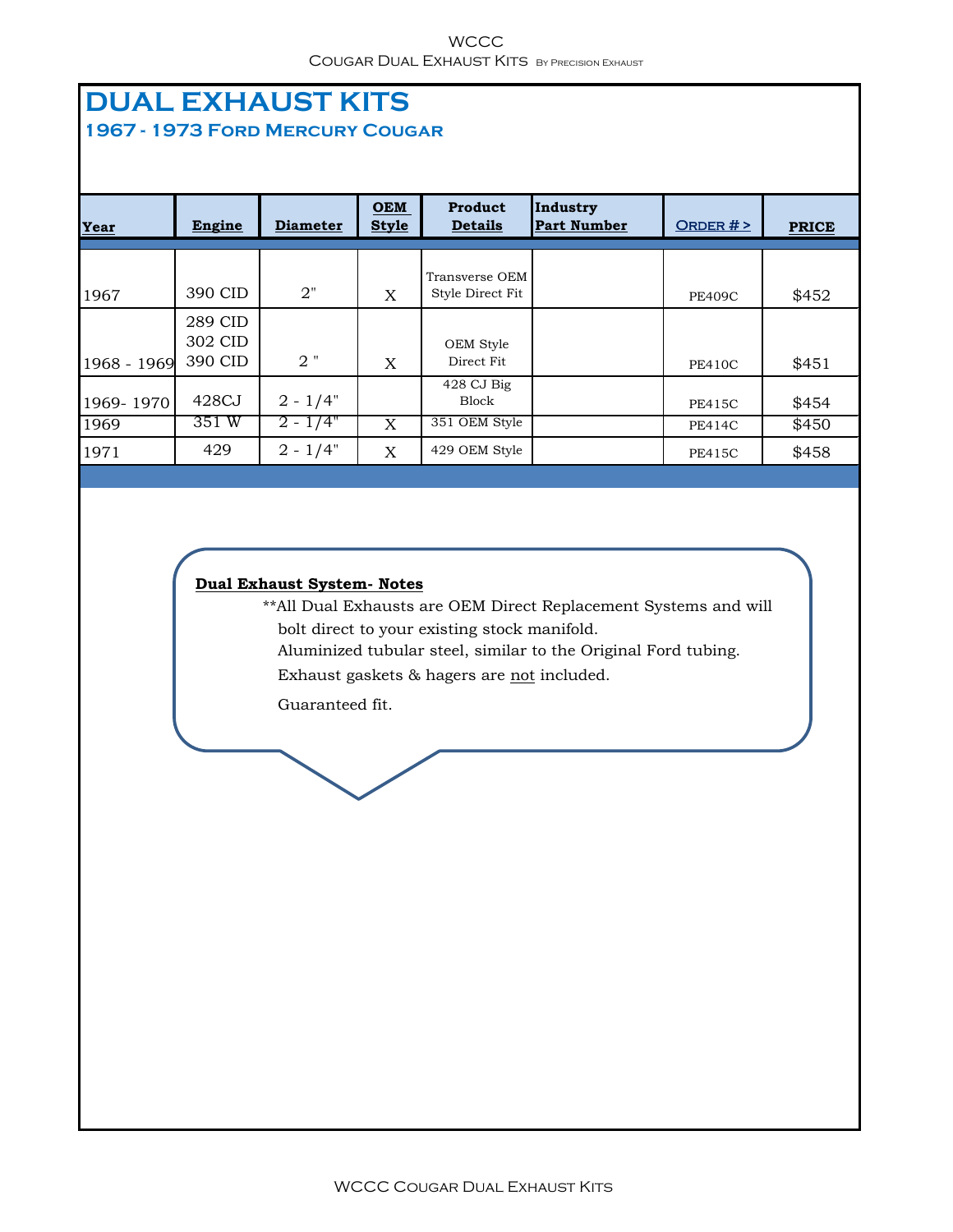# DUAL EXHAUST KITS

## 1967 - 1973 Ford Mercury Cougar

| Year | Engine | Diameter | OEM Style | Product Details | Industry Part Number | Order # > | PRICE |
|---|---|---|---|---|---|---|---|
| 1967 | 390 CID | 2" | X | Transverse OEM Style Direct Fit | | PE409C | $452 |
| 1968 - 1969 | 289 CID<br>302 CID<br>390 CID | 2 " | X | OEM Style Direct Fit | | PE410C | $451 |
| 1969- 1970 | 428CJ | 2 - 1/4" | | 428 CJ Big Block | | PE415C | $454 |
| 1969 | 351 W | 2 - 1/4" | X | 351 OEM Style | | PE414C | $450 |
| 1971 | 429 | 2 - 1/4" | X | 429 OEM Style | | PE415C | $458 |

**Dual Exhaust System- Notes**

**All Dual Exhausts are OEM Direct Replacement Systems and will bolt direct to your existing stock manifold.

Aluminized tubular steel, similar to the Original Ford tubing.

Exhaust gaskets & hagers are not included.

Guaranteed fit.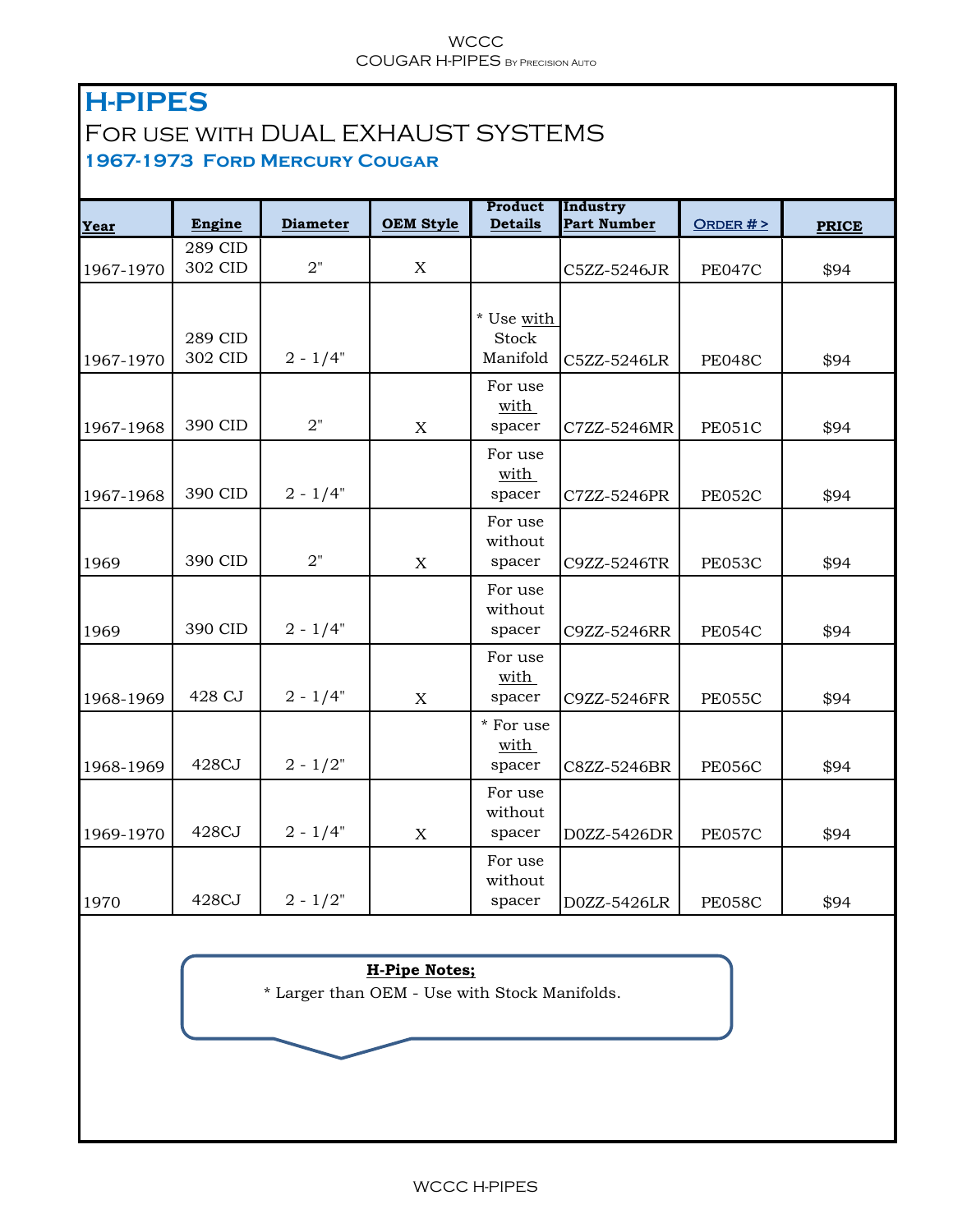# H-PIPES

## For use with DUAL EXHAUST SYSTEMS

### 1967-1973 Ford Mercury Cougar

| Year | Engine | Diameter | OEM Style | Product Details | Industry Part Number | Order # > | PRICE |
|---|---|---|---|---|---|---|---|
| 1967-1970 | 289 CID 302 CID | 2" | X | | C5ZZ-5246JR | PE047C | $94 |
| 1967-1970 | 289 CID 302 CID | 2 - 1/4" | | * Use with Stock Manifold | C5ZZ-5246LR | PE048C | $94 |
| 1967-1968 | 390 CID | 2" | X | For use with spacer | C7ZZ-5246MR | PE051C | $94 |
| 1967-1968 | 390 CID | 2 - 1/4" | | For use with spacer | C7ZZ-5246PR | PE052C | $94 |
| 1969 | 390 CID | 2" | X | For use without spacer | C9ZZ-5246TR | PE053C | $94 |
| 1969 | 390 CID | 2 - 1/4" | | For use without spacer | C9ZZ-5246RR | PE054C | $94 |
| 1968-1969 | 428 CJ | 2 - 1/4" | X | For use with spacer | C9ZZ-5246FR | PE055C | $94 |
| 1968-1969 | 428CJ | 2 - 1/2" | | * For use with spacer | C8ZZ-5246BR | PE056C | $94 |
| 1969-1970 | 428CJ | 2 - 1/4" | X | For use without spacer | D0ZZ-5426DR | PE057C | $94 |
| 1970 | 428CJ | 2 - 1/2" | | For use without spacer | D0ZZ-5426LR | PE058C | $94 |

**H-Pipe Notes;**

* Larger than OEM - Use with Stock Manifolds.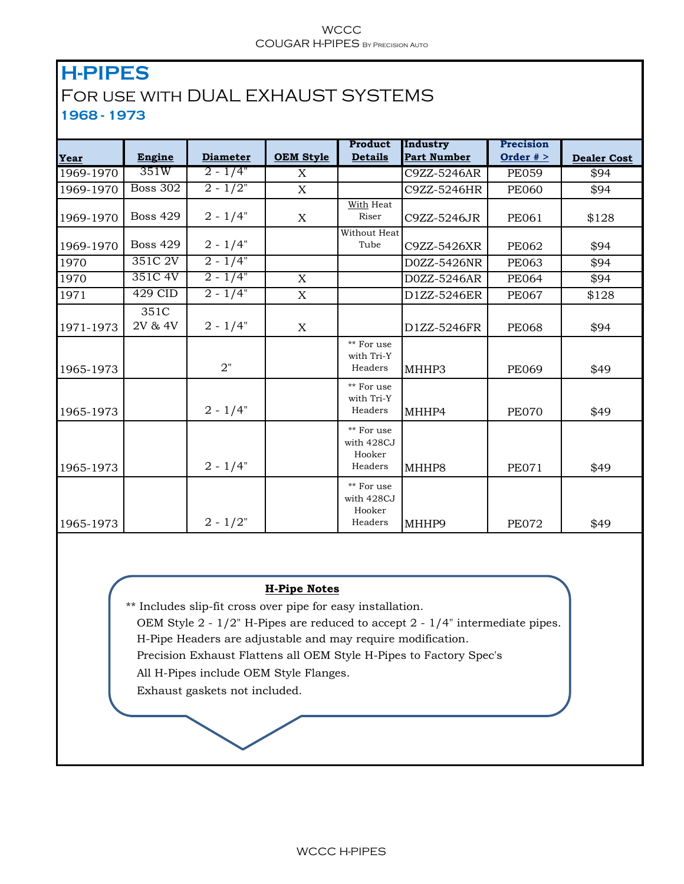WCCC
COUGAR H-PIPES By Precision Auto

# H-PIPES

## For use with DUAL EXHAUST SYSTEMS

### 1968 - 1973

| Year | Engine | Diameter | OEM Style | Product Details | Industry Part Number | Precision Order # > | Dealer Cost |
|---|---|---|---|---|---|---|---|
| 1969-1970 | 351W | 2 - 1/4" | X | | C9ZZ-5246AR | PE059 | $94 |
| 1969-1970 | Boss 302 | 2 - 1/2" | X | | C9ZZ-5246HR | PE060 | $94 |
| 1969-1970 | Boss 429 | 2 - 1/4" | X | With Heat Riser | C9ZZ-5246JR | PE061 | $128 |
| 1969-1970 | Boss 429 | 2 - 1/4" | | Without Heat Tube | C9ZZ-5426XR | PE062 | $94 |
| 1970 | 351C 2V | 2 - 1/4" | | | D0ZZ-5426NR | PE063 | $94 |
| 1970 | 351C 4V | 2 - 1/4" | X | | D0ZZ-5246AR | PE064 | $94 |
| 1971 | 429 CID | 2 - 1/4" | X | | D1ZZ-5246ER | PE067 | $128 |
| 1971-1973 | 351C 2V & 4V | 2 - 1/4" | X | | D1ZZ-5246FR | PE068 | $94 |
| 1965-1973 | | 2" | | ** For use with Tri-Y Headers | MHHP3 | PE069 | $49 |
| 1965-1973 | | 2 - 1/4" | | ** For use with Tri-Y Headers | MHHP4 | PE070 | $49 |
| 1965-1973 | | 2 - 1/4" | | ** For use with 428CJ Hooker Headers | MHHP8 | PE071 | $49 |
| 1965-1973 | | 2 - 1/2" | | ** For use with 428CJ Hooker Headers | MHHP9 | PE072 | $49 |

**H-Pipe Notes**

** Includes slip-fit cross over pipe for easy installation.
OEM Style 2 - 1/2" H-Pipes are reduced to accept 2 - 1/4" intermediate pipes.
H-Pipe Headers are adjustable and may require modification.
Precision Exhaust Flattens all OEM Style H-Pipes to Factory Spec's
All H-Pipes include OEM Style Flanges.
Exhaust gaskets not included.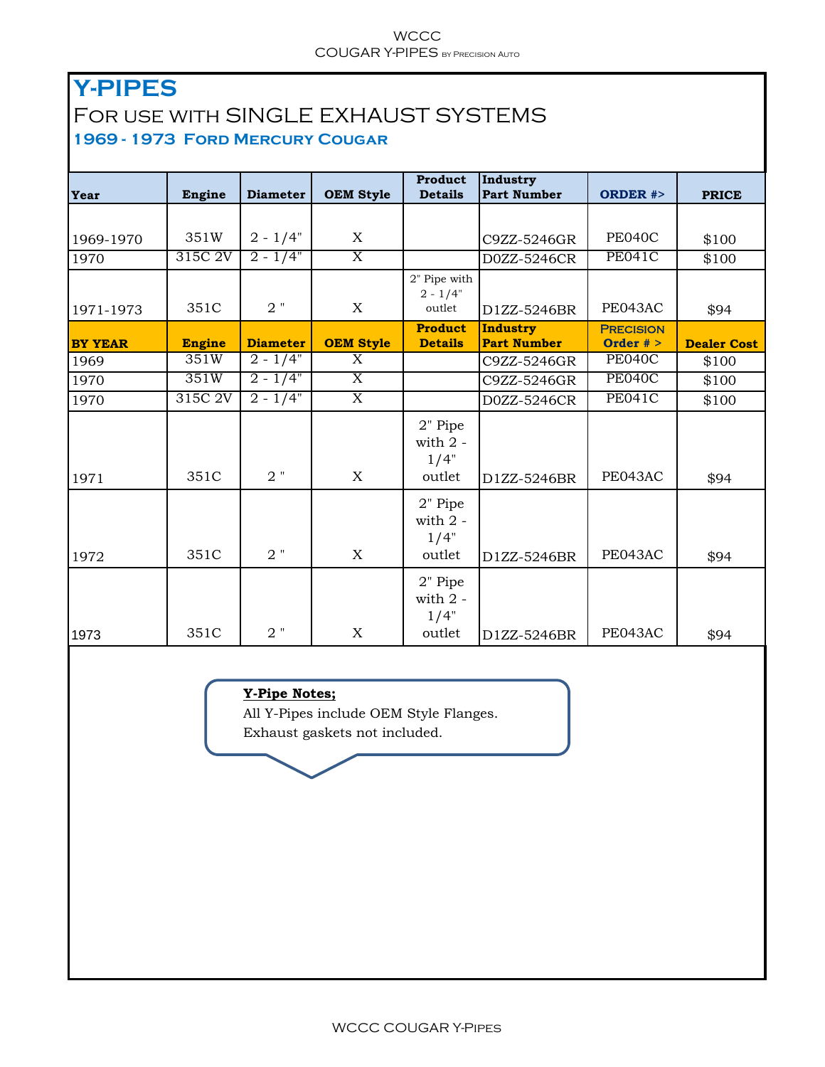# Y-PIPES

## For use with SINGLE EXHAUST SYSTEMS

### 1969 - 1973 Ford Mercury Cougar

| Year | Engine | Diameter | OEM Style | Product Details | Industry Part Number | ORDER #> | PRICE |
|---|---|---|---|---|---|---|---|
| 1969-1970 | 351W | 2 - 1/4" | X | | C9ZZ-5246GR | PE040C | $100 |
| 1970 | 315C 2V | 2 - 1/4" | X | | D0ZZ-5246CR | PE041C | $100 |
| 1971-1973 | 351C | 2 " | X | 2" Pipe with 2 - 1/4" outlet | D1ZZ-5246BR | PE043AC | $94 |
| **BY YEAR** | **Engine** | **Diameter** | **OEM Style** | **Product Details** | **Industry Part Number** | **Precision Order # >** | **Dealer Cost** |
| 1969 | 351W | 2 - 1/4" | X | | C9ZZ-5246GR | PE040C | $100 |
| 1970 | 351W | 2 - 1/4" | X | | C9ZZ-5246GR | PE040C | $100 |
| 1970 | 315C 2V | 2 - 1/4" | X | | D0ZZ-5246CR | PE041C | $100 |
| 1971 | 351C | 2 " | X | 2" Pipe with 2 - 1/4" outlet | D1ZZ-5246BR | PE043AC | $94 |
| 1972 | 351C | 2 " | X | 2" Pipe with 2 - 1/4" outlet | D1ZZ-5246BR | PE043AC | $94 |
| 1973 | 351C | 2 " | X | 2" Pipe with 2 - 1/4" outlet | D1ZZ-5246BR | PE043AC | $94 |

**Y-Pipe Notes;**

All Y-Pipes include OEM Style Flanges.
Exhaust gaskets not included.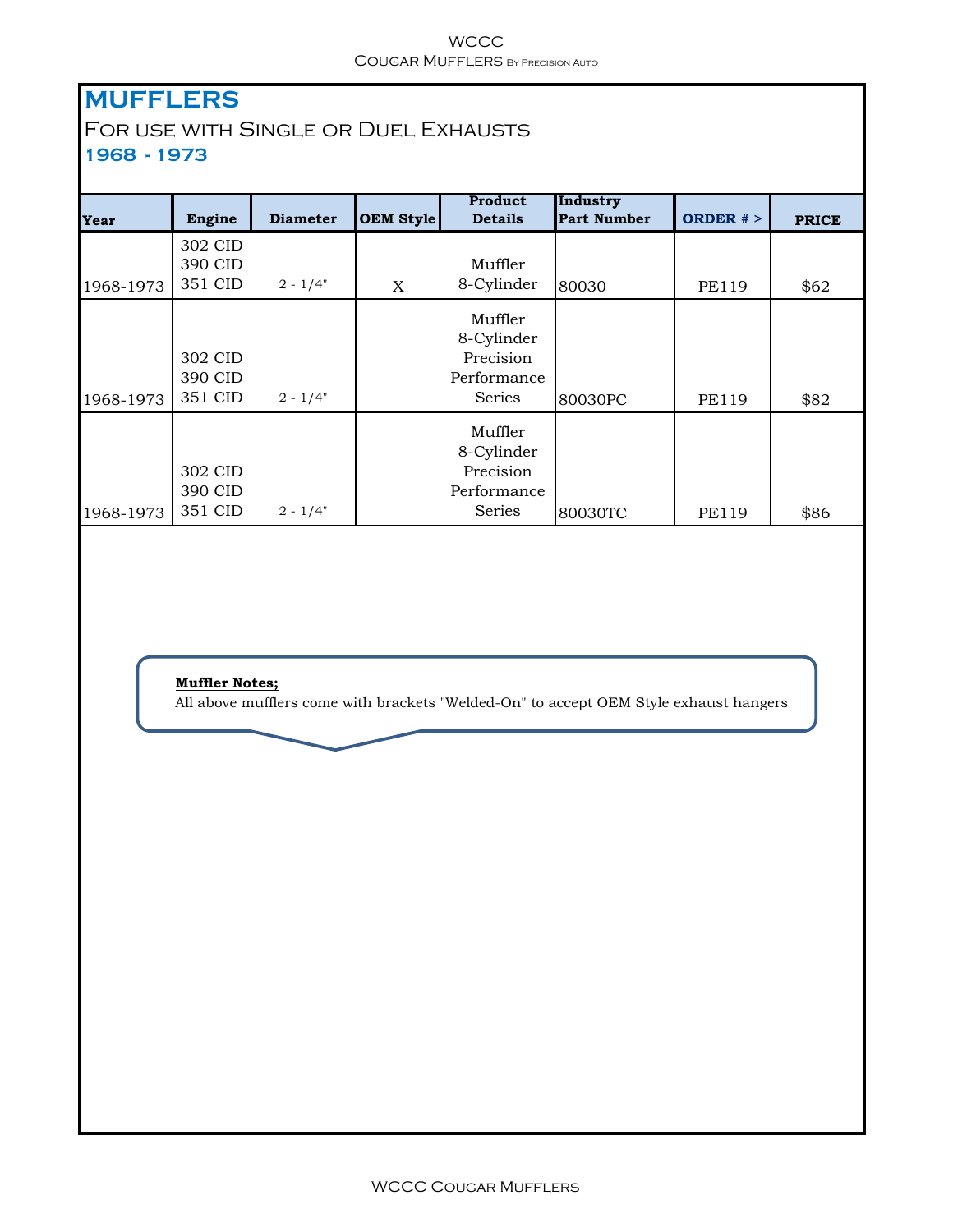# MUFFLERS

## For use with Single or Duel Exhausts

### 1968 - 1973

| Year | Engine | Diameter | OEM Style | Product Details | Industry Part Number | ORDER # > | PRICE |
|---|---|---|---|---|---|---|---|
| 1968-1973 | 302 CID 390 CID 351 CID | 2 - 1/4" | X | Muffler 8-Cylinder | 80030 | PE119 | $62 |
| 1968-1973 | 302 CID 390 CID 351 CID | 2 - 1/4" | | Muffler 8-Cylinder Precision Performance Series | 80030PC | PE119 | $82 |
| 1968-1973 | 302 CID 390 CID 351 CID | 2 - 1/4" | | Muffler 8-Cylinder Precision Performance Series | 80030TC | PE119 | $86 |

**Muffler Notes;**
All above mufflers come with brackets "Welded-On" to accept OEM Style exhaust hangers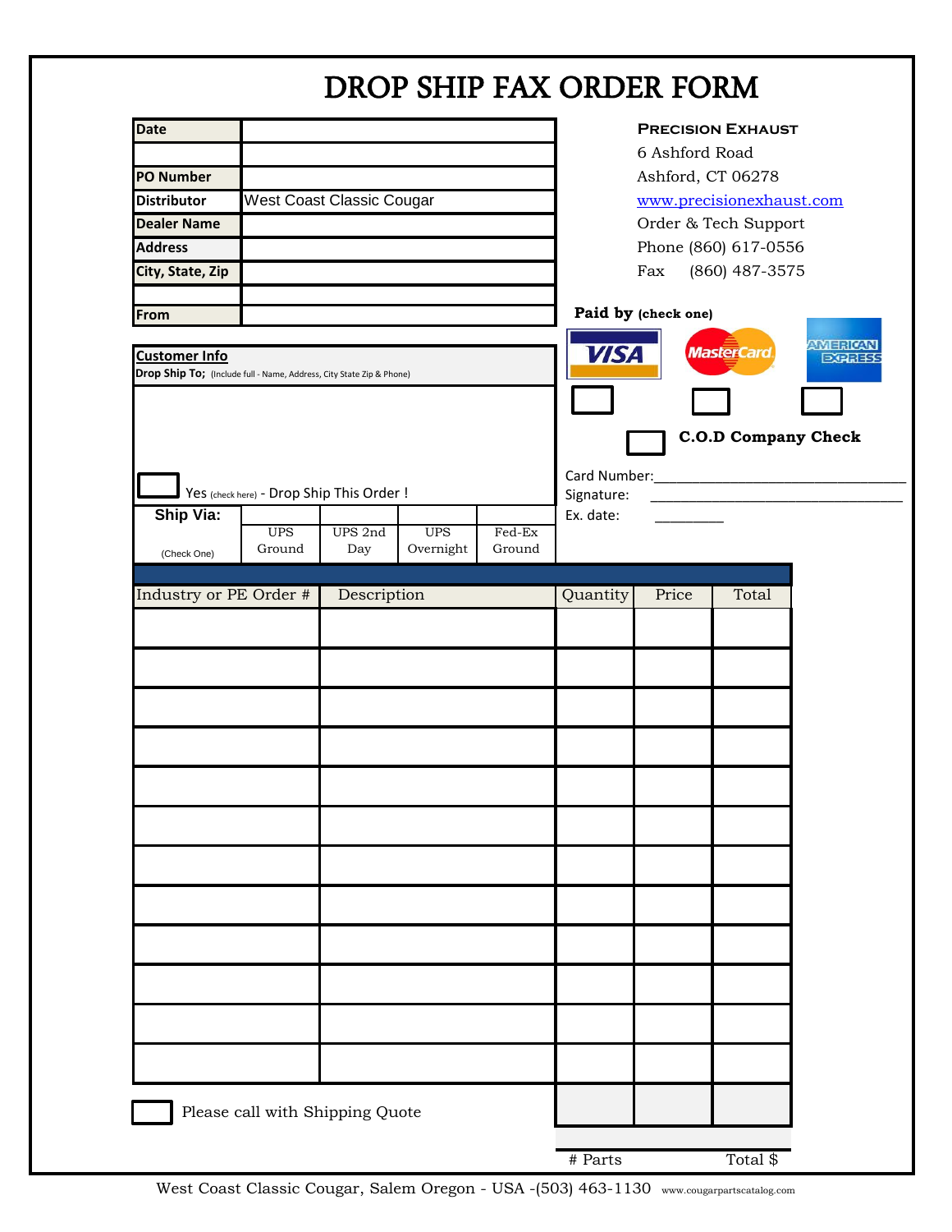# DROP SHIP FAX ORDER FORM

| | |
|---|---|
| Date | |
| | |
| PO Number | |
| Distributor | West Coast Classic Cougar |
| Dealer Name | |
| Address | |
| City, State, Zip | |
| | |
| From | |

**PRECISION EXHAUST**
6 Ashford Road
Ashford, CT 06278
www.precisionexhaust.com
Order & Tech Support
Phone (860) 617-0556
Fax (860) 487-3575

**Customer Info**
**Drop Ship To;** (Include full - Name, Address, City State Zip & Phone)

☐ Yes (check here) - Drop Ship This Order !

**Paid by** (check one)

☐ VISA ☐ MasterCard ☐ American Express

☐ **C.O.D Company Check**

Card Number: ______________________________
Signature: ______________________________
Ex. date: ________

| Ship Via: (Check One) | UPS Ground | UPS 2nd Day | UPS Overnight | Fed-Ex Ground |
|---|---|---|---|---|
| | | | | |

| Industry or PE Order # | Description | Quantity | Price | Total |
|---|---|---|---|---|
| | | | | |
| | | | | |
| | | | | |
| | | | | |
| | | | | |
| | | | | |
| | | | | |
| | | | | |
| | | | | |
| | | | | |
| | | | | |
| | | | | |
| | | | | |
| | | # Parts | | Total $ |

☐ Please call with Shipping Quote

West Coast Classic Cougar, Salem Oregon - USA -(503) 463-1130 www.cougarpartscatalog.com